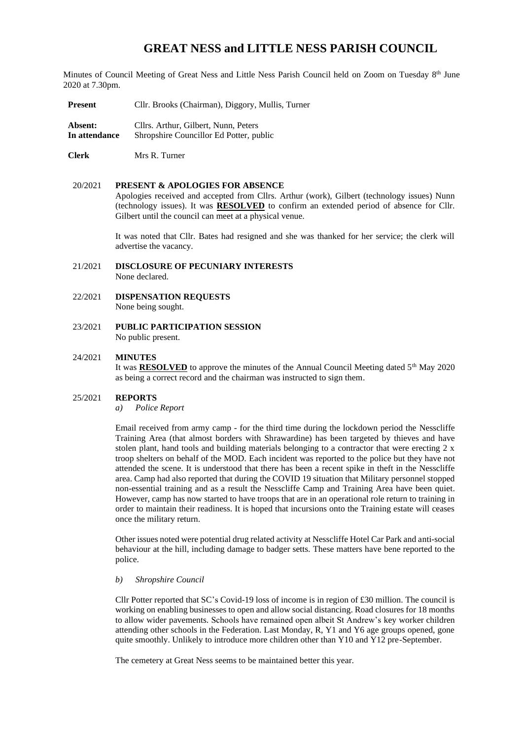# GREAT NESS and LITTLE NESS PARISH COUNCIL

Minutes of Council Meeting of Great Ness and Little Ness Parish Council held on Zoom on Tuesday 8th June 2020 at 7.30pm.

| | |
|---|---|
| **Present** | Cllr. Brooks (Chairman), Diggory, Mullis, Turner |
| **Absent:** | Cllrs. Arthur, Gilbert, Nunn, Peters |
| **In attendance** | Shropshire Councillor Ed Potter, public |
| **Clerk** | Mrs R. Turner |

**20/2021 PRESENT & APOLOGIES FOR ABSENCE**

Apologies received and accepted from Cllrs. Arthur (work), Gilbert (technology issues) Nunn (technology issues). It was **RESOLVED** to confirm an extended period of absence for Cllr. Gilbert until the council can meet at a physical venue.

It was noted that Cllr. Bates had resigned and she was thanked for her service; the clerk will advertise the vacancy.

**21/2021 DISCLOSURE OF PECUNIARY INTERESTS**

None declared.

**22/2021 DISPENSATION REQUESTS**

None being sought.

**23/2021 PUBLIC PARTICIPATION SESSION**

No public present.

**24/2021 MINUTES**

It was **RESOLVED** to approve the minutes of the Annual Council Meeting dated 5th May 2020 as being a correct record and the chairman was instructed to sign them.

**25/2021 REPORTS**

*a) Police Report*

Email received from army camp - for the third time during the lockdown period the Nesscliffe Training Area (that almost borders with Shrawardine) has been targeted by thieves and have stolen plant, hand tools and building materials belonging to a contractor that were erecting 2 x troop shelters on behalf of the MOD. Each incident was reported to the police but they have not attended the scene. It is understood that there has been a recent spike in theft in the Nesscliffe area. Camp had also reported that during the COVID 19 situation that Military personnel stopped non-essential training and as a result the Nesscliffe Camp and Training Area have been quiet. However, camp has now started to have troops that are in an operational role return to training in order to maintain their readiness. It is hoped that incursions onto the Training estate will ceases once the military return.

Other issues noted were potential drug related activity at Nesscliffe Hotel Car Park and anti-social behaviour at the hill, including damage to badger setts. These matters have bene reported to the police.

*b) Shropshire Council*

Cllr Potter reported that SC's Covid-19 loss of income is in region of £30 million. The council is working on enabling businesses to open and allow social distancing. Road closures for 18 months to allow wider pavements. Schools have remained open albeit St Andrew's key worker children attending other schools in the Federation. Last Monday, R, Y1 and Y6 age groups opened, gone quite smoothly. Unlikely to introduce more children other than Y10 and Y12 pre-September.

The cemetery at Great Ness seems to be maintained better this year.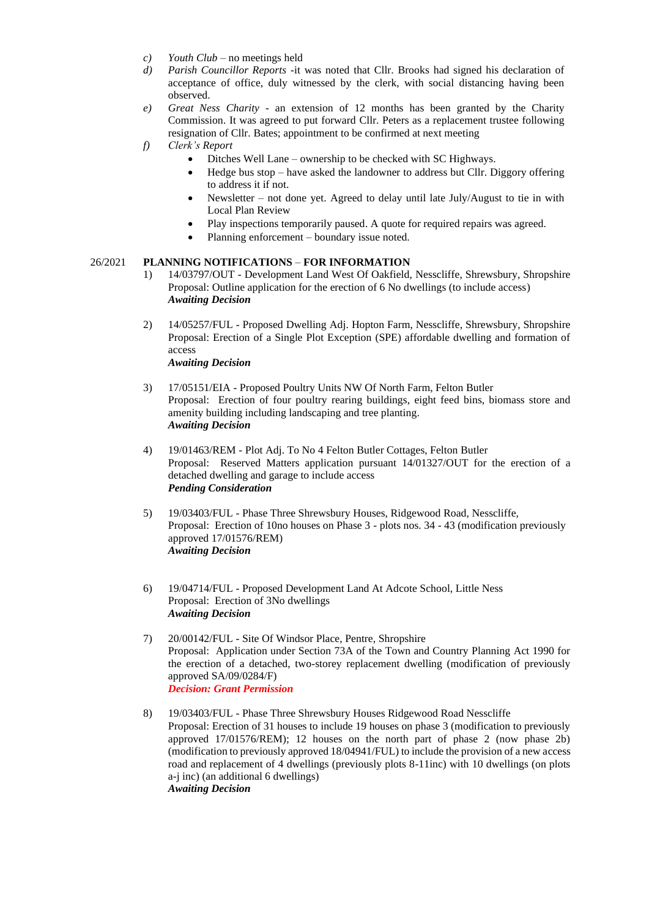c) *Youth Club* – no meetings held

d) *Parish Councillor Reports* -it was noted that Cllr. Brooks had signed his declaration of acceptance of office, duly witnessed by the clerk, with social distancing having been observed.

e) *Great Ness Charity* - an extension of 12 months has been granted by the Charity Commission. It was agreed to put forward Cllr. Peters as a replacement trustee following resignation of Cllr. Bates; appointment to be confirmed at next meeting

f) *Clerk's Report*

- Ditches Well Lane – ownership to be checked with SC Highways.
- Hedge bus stop – have asked the landowner to address but Cllr. Diggory offering to address it if not.
- Newsletter – not done yet. Agreed to delay until late July/August to tie in with Local Plan Review
- Play inspections temporarily paused. A quote for required repairs was agreed.
- Planning enforcement – boundary issue noted.

26/2021 **PLANNING NOTIFICATIONS** – **FOR INFORMATION**

1) 14/03797/OUT - Development Land West Of Oakfield, Nesscliffe, Shrewsbury, Shropshire
Proposal: Outline application for the erection of 6 No dwellings (to include access)
***Awaiting Decision***

2) 14/05257/FUL - Proposed Dwelling Adj. Hopton Farm, Nesscliffe, Shrewsbury, Shropshire
Proposal: Erection of a Single Plot Exception (SPE) affordable dwelling and formation of access
***Awaiting Decision***

3) 17/05151/EIA - Proposed Poultry Units NW Of North Farm, Felton Butler
Proposal: Erection of four poultry rearing buildings, eight feed bins, biomass store and amenity building including landscaping and tree planting.
***Awaiting Decision***

4) 19/01463/REM - Plot Adj. To No 4 Felton Butler Cottages, Felton Butler
Proposal: Reserved Matters application pursuant 14/01327/OUT for the erection of a detached dwelling and garage to include access
***Pending Consideration***

5) 19/03403/FUL - Phase Three Shrewsbury Houses, Ridgewood Road, Nesscliffe,
Proposal: Erection of 10no houses on Phase 3 - plots nos. 34 - 43 (modification previously approved 17/01576/REM)
***Awaiting Decision***

6) 19/04714/FUL - Proposed Development Land At Adcote School, Little Ness
Proposal: Erection of 3No dwellings
***Awaiting Decision***

7) 20/00142/FUL - Site Of Windsor Place, Pentre, Shropshire
Proposal: Application under Section 73A of the Town and Country Planning Act 1990 for the erection of a detached, two-storey replacement dwelling (modification of previously approved SA/09/0284/F)
***Decision: Grant Permission***

8) 19/03403/FUL - Phase Three Shrewsbury Houses Ridgewood Road Nesscliffe
Proposal: Erection of 31 houses to include 19 houses on phase 3 (modification to previously approved 17/01576/REM); 12 houses on the north part of phase 2 (now phase 2b) (modification to previously approved 18/04941/FUL) to include the provision of a new access road and replacement of 4 dwellings (previously plots 8-11inc) with 10 dwellings (on plots a-j inc) (an additional 6 dwellings)
***Awaiting Decision***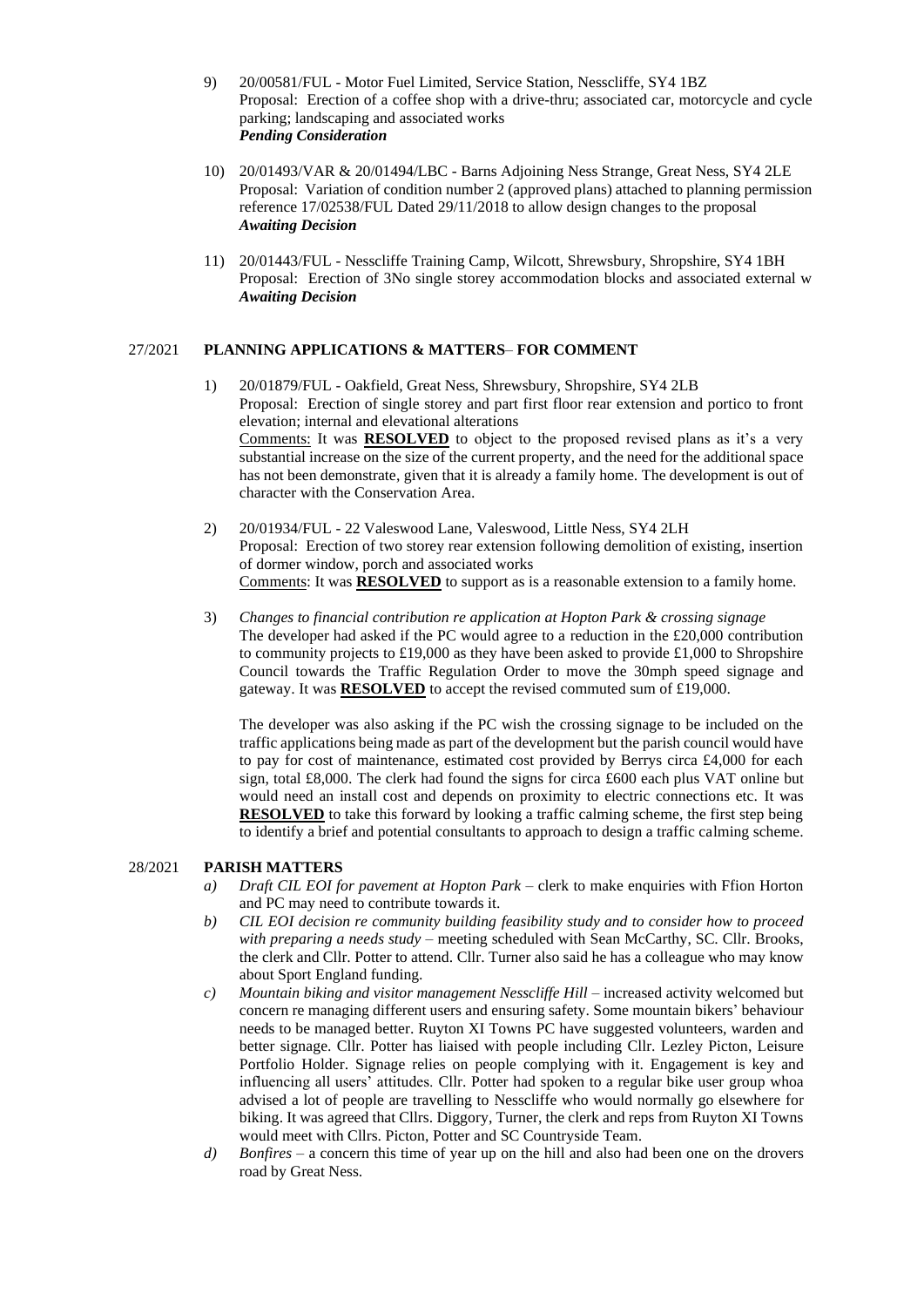9) 20/00581/FUL - Motor Fuel Limited, Service Station, Nesscliffe, SY4 1BZ
   Proposal: Erection of a coffee shop with a drive-thru; associated car, motorcycle and cycle parking; landscaping and associated works
   ***Pending Consideration***

10) 20/01493/VAR & 20/01494/LBC - Barns Adjoining Ness Strange, Great Ness, SY4 2LE
    Proposal: Variation of condition number 2 (approved plans) attached to planning permission reference 17/02538/FUL Dated 29/11/2018 to allow design changes to the proposal
    ***Awaiting Decision***

11) 20/01443/FUL - Nesscliffe Training Camp, Wilcott, Shrewsbury, Shropshire, SY4 1BH
    Proposal: Erection of 3No single storey accommodation blocks and associated external w
    ***Awaiting Decision***

## 27/2021 PLANNING APPLICATIONS & MATTERS– FOR COMMENT

1) 20/01879/FUL - Oakfield, Great Ness, Shrewsbury, Shropshire, SY4 2LB
   Proposal: Erection of single storey and part first floor rear extension and portico to front elevation; internal and elevational alterations
   Comments: It was **RESOLVED** to object to the proposed revised plans as it's a very substantial increase on the size of the current property, and the need for the additional space has not been demonstrate, given that it is already a family home. The development is out of character with the Conservation Area.

2) 20/01934/FUL - 22 Valeswood Lane, Valeswood, Little Ness, SY4 2LH
   Proposal: Erection of two storey rear extension following demolition of existing, insertion of dormer window, porch and associated works
   Comments: It was **RESOLVED** to support as is a reasonable extension to a family home.

3) *Changes to financial contribution re application at Hopton Park & crossing signage*
   The developer had asked if the PC would agree to a reduction in the £20,000 contribution to community projects to £19,000 as they have been asked to provide £1,000 to Shropshire Council towards the Traffic Regulation Order to move the 30mph speed signage and gateway. It was **RESOLVED** to accept the revised commuted sum of £19,000.

   The developer was also asking if the PC wish the crossing signage to be included on the traffic applications being made as part of the development but the parish council would have to pay for cost of maintenance, estimated cost provided by Berrys circa £4,000 for each sign, total £8,000. The clerk had found the signs for circa £600 each plus VAT online but would need an install cost and depends on proximity to electric connections etc. It was **RESOLVED** to take this forward by looking a traffic calming scheme, the first step being to identify a brief and potential consultants to approach to design a traffic calming scheme.

## 28/2021 PARISH MATTERS

a) *Draft CIL EOI for pavement at Hopton Park* – clerk to make enquiries with Ffion Horton and PC may need to contribute towards it.
b) *CIL EOI decision re community building feasibility study and to consider how to proceed with preparing a needs study* – meeting scheduled with Sean McCarthy, SC. Cllr. Brooks, the clerk and Cllr. Potter to attend. Cllr. Turner also said he has a colleague who may know about Sport England funding.
c) *Mountain biking and visitor management Nesscliffe Hill* – increased activity welcomed but concern re managing different users and ensuring safety. Some mountain bikers' behaviour needs to be managed better. Ruyton XI Towns PC have suggested volunteers, warden and better signage. Cllr. Potter has liaised with people including Cllr. Lezley Picton, Leisure Portfolio Holder. Signage relies on people complying with it. Engagement is key and influencing all users' attitudes. Cllr. Potter had spoken to a regular bike user group whoa advised a lot of people are travelling to Nesscliffe who would normally go elsewhere for biking. It was agreed that Cllrs. Diggory, Turner, the clerk and reps from Ruyton XI Towns would meet with Cllrs. Picton, Potter and SC Countryside Team.
d) *Bonfires* – a concern this time of year up on the hill and also had been one on the drovers road by Great Ness.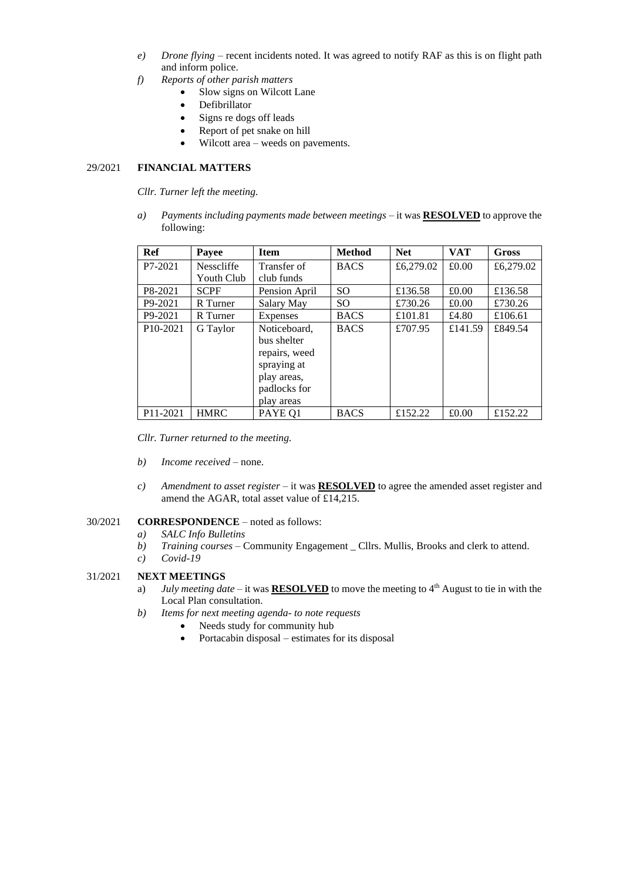e) *Drone flying* – recent incidents noted. It was agreed to notify RAF as this is on flight path and inform police.

f) *Reports of other parish matters*
   - Slow signs on Wilcott Lane
   - Defibrillator
   - Signs re dogs off leads
   - Report of pet snake on hill
   - Wilcott area – weeds on pavements.

29/2021 **FINANCIAL MATTERS**

*Cllr. Turner left the meeting.*

a) *Payments including payments made between meetings* – it was **RESOLVED** to approve the following:

| Ref | Payee | Item | Method | Net | VAT | Gross |
|---|---|---|---|---|---|---|
| P7-2021 | Nesscliffe Youth Club | Transfer of club funds | BACS | £6,279.02 | £0.00 | £6,279.02 |
| P8-2021 | SCPF | Pension April | SO | £136.58 | £0.00 | £136.58 |
| P9-2021 | R Turner | Salary May | SO | £730.26 | £0.00 | £730.26 |
| P9-2021 | R Turner | Expenses | BACS | £101.81 | £4.80 | £106.61 |
| P10-2021 | G Taylor | Noticeboard, bus shelter repairs, weed spraying at play areas, padlocks for play areas | BACS | £707.95 | £141.59 | £849.54 |
| P11-2021 | HMRC | PAYE Q1 | BACS | £152.22 | £0.00 | £152.22 |

*Cllr. Turner returned to the meeting.*

b) *Income received* – none.

c) *Amendment to asset register* – it was **RESOLVED** to agree the amended asset register and amend the AGAR, total asset value of £14,215.

30/2021 **CORRESPONDENCE** – noted as follows:

a) *SALC Info Bulletins*
b) *Training courses* – Community Engagement _ Cllrs. Mullis, Brooks and clerk to attend.
c) *Covid-19*

31/2021 **NEXT MEETINGS**

a) *July meeting date* – it was **RESOLVED** to move the meeting to 4th August to tie in with the Local Plan consultation.
b) *Items for next meeting agenda- to note requests*
   - Needs study for community hub
   - Portacabin disposal – estimates for its disposal